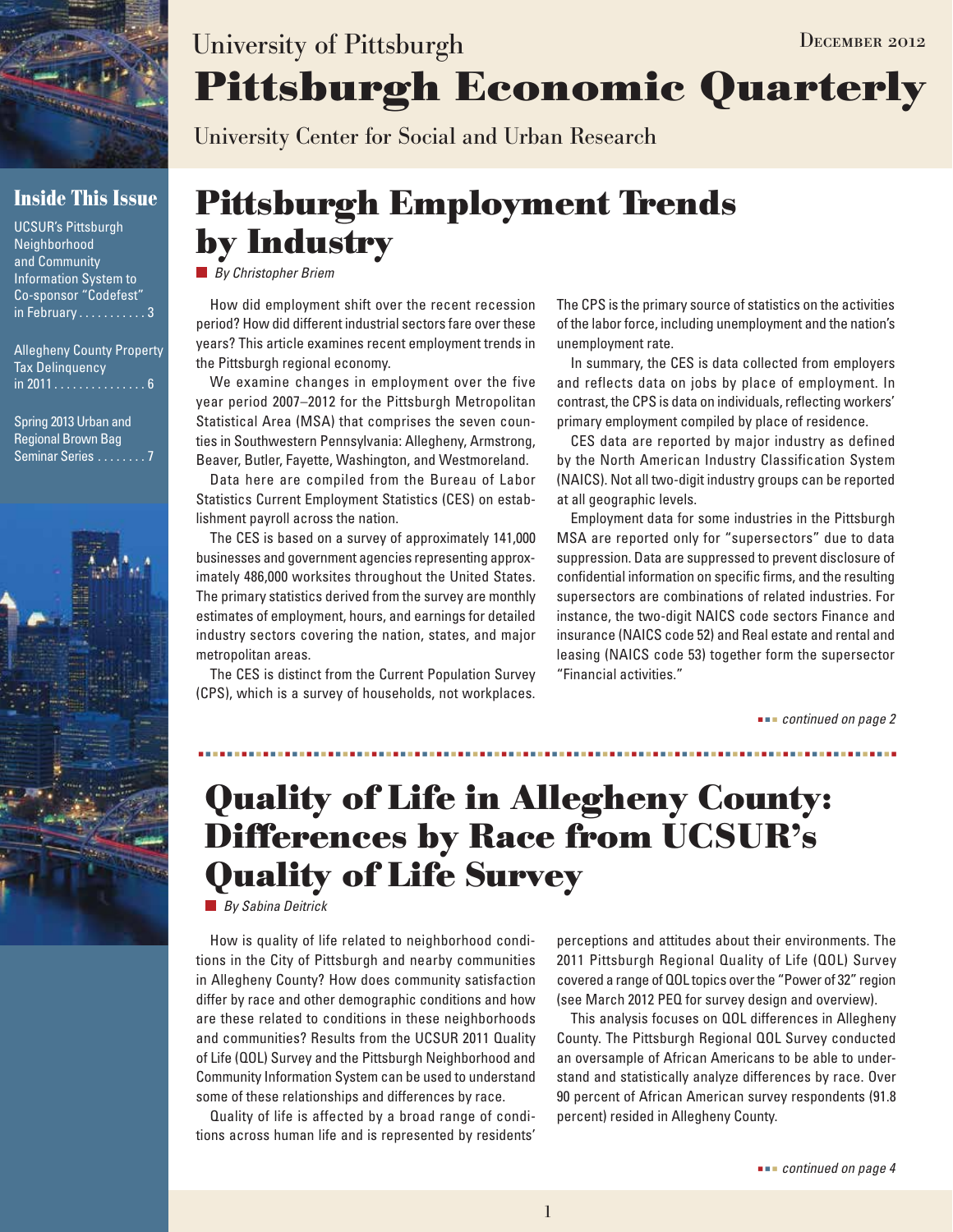University of Pittsburgh

December 2012

# Pittsburgh Economic Quarterly

University Center for Social and Urban Research

## Inside This Issue

UCSUR's Pittsburgh Neighborhood and Community Information System to Co-sponsor "Codefest" in February . . . . . . . . . . . 3

Allegheny County Property Tax Delinquency in 2011 . . . . . . . . . . . . . . . 6

Spring 2013 Urban and Regional Brown Bag Seminar Series . . . . . . . . 7

# Pittsburgh Employment Trends by Industry

*By Christopher Briem*

How did employment shift over the recent recession period? How did different industrial sectors fare over these years? This article examines recent employment trends in the Pittsburgh regional economy.

We examine changes in employment over the five year period 2007–2012 for the Pittsburgh Metropolitan Statistical Area (MSA) that comprises the seven counties in Southwestern Pennsylvania: Allegheny, Armstrong, Beaver, Butler, Fayette, Washington, and Westmoreland.

Data here are compiled from the Bureau of Labor Statistics Current Employment Statistics (CES) on establishment payroll across the nation.

The CES is based on a survey of approximately 141,000 businesses and government agencies representing approximately 486,000 worksites throughout the United States. The primary statistics derived from the survey are monthly estimates of employment, hours, and earnings for detailed industry sectors covering the nation, states, and major metropolitan areas.

The CES is distinct from the Current Population Survey (CPS), which is a survey of households, not workplaces. The CPS is the primary source of statistics on the activities of the labor force, including unemployment and the nation's unemployment rate.

In summary, the CES is data collected from employers and reflects data on jobs by place of employment. In contrast, the CPS is data on individuals, reflecting workers' primary employment compiled by place of residence.

CES data are reported by major industry as defined by the North American Industry Classification System (NAICS). Not all two-digit industry groups can be reported at all geographic levels.

Employment data for some industries in the Pittsburgh MSA are reported only for "supersectors" due to data suppression. Data are suppressed to prevent disclosure of confidential information on specific firms, and the resulting supersectors are combinations of related industries. For instance, the two-digit NAICS code sectors Finance and insurance (NAICS code 52) and Real estate and rental and leasing (NAICS code 53) together form the supersector "Financial activities."

*continued on page 2*

# Quality of Life in Allegheny County: Differences by Race from UCSUR's Quality of Life Survey

*By Sabina Deitrick*

How is quality of life related to neighborhood conditions in the City of Pittsburgh and nearby communities in Allegheny County? How does community satisfaction differ by race and other demographic conditions and how are these related to conditions in these neighborhoods and communities? Results from the UCSUR 2011 Quality of Life (QOL) Survey and the Pittsburgh Neighborhood and Community Information System can be used to understand some of these relationships and differences by race.

Quality of life is affected by a broad range of conditions across human life and is represented by residents' perceptions and attitudes about their environments. The 2011 Pittsburgh Regional Quality of Life (QOL) Survey covered a range of QOL topics over the "Power of 32" region (see March 2012 PEQ for survey design and overview).

This analysis focuses on QOL differences in Allegheny County. The Pittsburgh Regional QOL Survey conducted an oversample of African Americans to be able to understand and statistically analyze differences by race. Over 90 percent of African American survey respondents (91.8 percent) resided in Allegheny County.

*continued on page 4*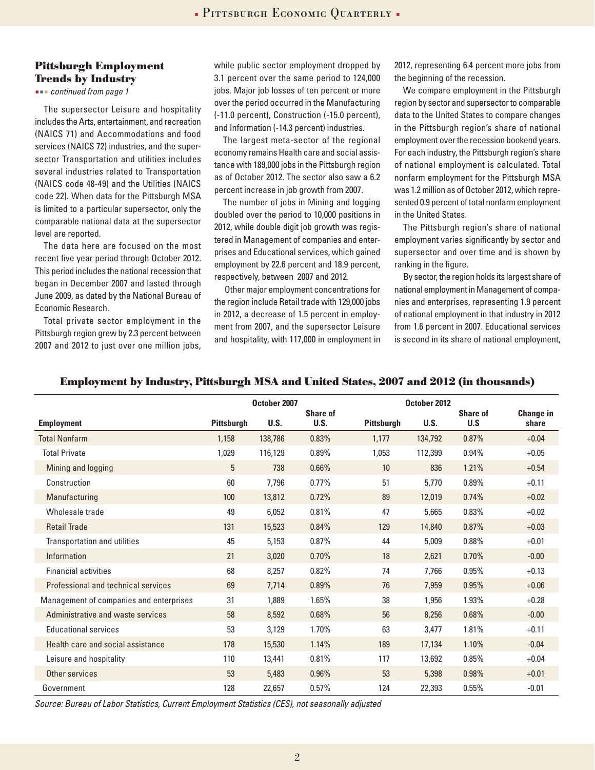## Pittsburgh Employment Trends by Industry

*continued from page 1*

The supersector Leisure and hospitality includes the Arts, entertainment, and recreation (NAICS 71) and Accommodations and food services (NAICS 72) industries, and the supersector Transportation and utilities includes several industries related to Transportation (NAICS code 48-49) and the Utilities (NAICS code 22). When data for the Pittsburgh MSA is limited to a particular supersector, only the comparable national data at the supersector level are reported.

The data here are focused on the most recent five year period through October 2012. This period includes the national recession that began in December 2007 and lasted through June 2009, as dated by the National Bureau of Economic Research.

Total private sector employment in the Pittsburgh region grew by 2.3 percent between 2007 and 2012 to just over one million jobs, while public sector employment dropped by 3.1 percent over the same period to 124,000 jobs. Major job losses of ten percent or more over the period occurred in the Manufacturing (-11.0 percent), Construction (-15.0 percent), and Information (-14.3 percent) industries.

The largest meta-sector of the regional economy remains Health care and social assistance with 189,000 jobs in the Pittsburgh region as of October 2012. The sector also saw a 6.2 percent increase in job growth from 2007.

The number of jobs in Mining and logging doubled over the period to 10,000 positions in 2012, while double digit job growth was registered in Management of companies and enterprises and Educational services, which gained employment by 22.6 percent and 18.9 percent, respectively, between 2007 and 2012.

Other major employment concentrations for the region include Retail trade with 129,000 jobs in 2012, a decrease of 1.5 percent in employment from 2007, and the supersector Leisure and hospitality, with 117,000 in employment in 2012, representing 6.4 percent more jobs from the beginning of the recession.

We compare employment in the Pittsburgh region by sector and supersector to comparable data to the United States to compare changes in the Pittsburgh region's share of national employment over the recession bookend years. For each industry, the Pittsburgh region's share of national employment is calculated. Total nonfarm employment for the Pittsburgh MSA was 1.2 million as of October 2012, which represented 0.9 percent of total nonfarm employment in the United States.

The Pittsburgh region's share of national employment varies significantly by sector and supersector and over time and is shown by ranking in the figure.

By sector, the region holds its largest share of national employment in Management of companies and enterprises, representing 1.9 percent of national employment in that industry in 2012 from 1.6 percent in 2007. Educational services is second in its share of national employment,

### Employment by Industry, Pittsburgh MSA and United States, 2007 and 2012 (in thousands)

| | October 2007 | | | October 2012 | | | |
|---|---|---|---|---|---|---|---|
| **Employment** | **Pittsburgh** | **U.S.** | **Share of U.S.** | **Pittsburgh** | **U.S.** | **Share of U.S** | **Change in share** |
| Total Nonfarm | 1,158 | 138,786 | 0.83% | 1,177 | 134,792 | 0.87% | +0.04 |
| Total Private | 1,029 | 116,129 | 0.89% | 1,053 | 112,399 | 0.94% | +0.05 |
| Mining and logging | 5 | 738 | 0.66% | 10 | 836 | 1.21% | +0.54 |
| Construction | 60 | 7,796 | 0.77% | 51 | 5,770 | 0.89% | +0.11 |
| Manufacturing | 100 | 13,812 | 0.72% | 89 | 12,019 | 0.74% | +0.02 |
| Wholesale trade | 49 | 6,052 | 0.81% | 47 | 5,665 | 0.83% | +0.02 |
| Retail Trade | 131 | 15,523 | 0.84% | 129 | 14,840 | 0.87% | +0.03 |
| Transportation and utilities | 45 | 5,153 | 0.87% | 44 | 5,009 | 0.88% | +0.01 |
| Information | 21 | 3,020 | 0.70% | 18 | 2,621 | 0.70% | -0.00 |
| Financial activities | 68 | 8,257 | 0.82% | 74 | 7,766 | 0.95% | +0.13 |
| Professional and technical services | 69 | 7,714 | 0.89% | 76 | 7,959 | 0.95% | +0.06 |
| Management of companies and enterprises | 31 | 1,889 | 1.65% | 38 | 1,956 | 1.93% | +0.28 |
| Administrative and waste services | 58 | 8,592 | 0.68% | 56 | 8,256 | 0.68% | -0.00 |
| Educational services | 53 | 3,129 | 1.70% | 63 | 3,477 | 1.81% | +0.11 |
| Health care and social assistance | 178 | 15,530 | 1.14% | 189 | 17,134 | 1.10% | -0.04 |
| Leisure and hospitality | 110 | 13,441 | 0.81% | 117 | 13,692 | 0.85% | +0.04 |
| Other services | 53 | 5,483 | 0.96% | 53 | 5,398 | 0.98% | +0.01 |
| Government | 128 | 22,657 | 0.57% | 124 | 22,393 | 0.55% | -0.01 |

*Source: Bureau of Labor Statistics, Current Employment Statistics (CES), not seasonally adjusted*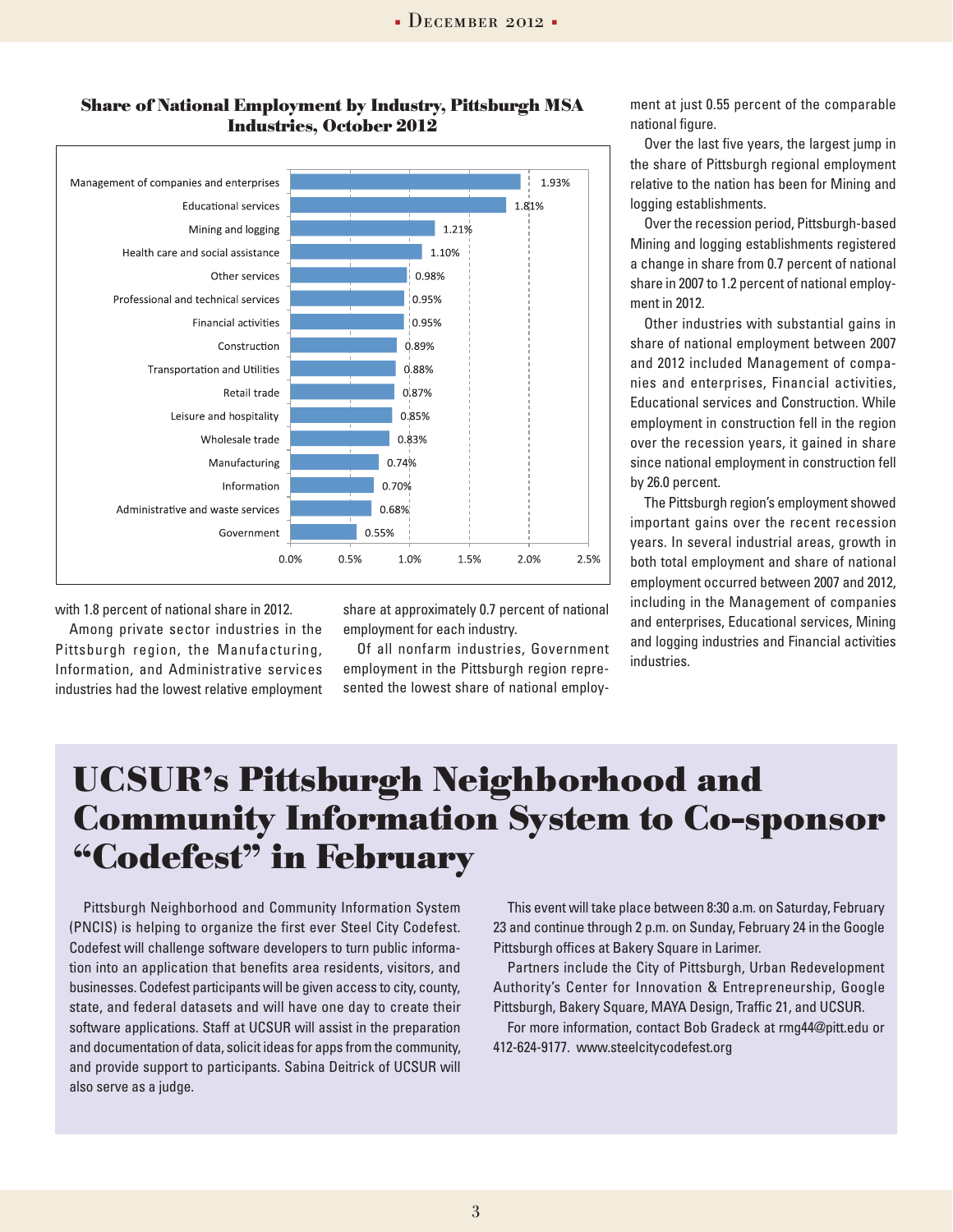**Share of National Employment by Industry, Pittsburgh MSA Industries, October 2012**

| Industry | Share |
|---|---|
| Management of companies and enterprises | 1.93% |
| Educational services | 1.81% |
| Mining and logging | 1.21% |
| Health care and social assistance | 1.10% |
| Other services | 0.98% |
| Professional and technical services | 0.95% |
| Financial activities | 0.95% |
| Construction | 0.89% |
| Transportation and Utilities | 0.88% |
| Retail trade | 0.87% |
| Leisure and hospitality | 0.85% |
| Wholesale trade | 0.83% |
| Manufacturing | 0.74% |
| Information | 0.70% |
| Administrative and waste services | 0.68% |
| Government | 0.55% |

with 1.8 percent of national share in 2012.

Among private sector industries in the Pittsburgh region, the Manufacturing, Information, and Administrative services industries had the lowest relative employment share at approximately 0.7 percent of national employment for each industry.

Of all nonfarm industries, Government employment in the Pittsburgh region represented the lowest share of national employment at just 0.55 percent of the comparable national figure.

Over the last five years, the largest jump in the share of Pittsburgh regional employment relative to the nation has been for Mining and logging establishments.

Over the recession period, Pittsburgh-based Mining and logging establishments registered a change in share from 0.7 percent of national share in 2007 to 1.2 percent of national employment in 2012.

Other industries with substantial gains in share of national employment between 2007 and 2012 included Management of companies and enterprises, Financial activities, Educational services and Construction. While employment in construction fell in the region over the recession years, it gained in share since national employment in construction fell by 26.0 percent.

The Pittsburgh region's employment showed important gains over the recent recession years. In several industrial areas, growth in both total employment and share of national employment occurred between 2007 and 2012, including in the Management of companies and enterprises, Educational services, Mining and logging industries and Financial activities industries.

# UCSUR's Pittsburgh Neighborhood and Community Information System to Co-sponsor "Codefest" in February

Pittsburgh Neighborhood and Community Information System (PNCIS) is helping to organize the first ever Steel City Codefest. Codefest will challenge software developers to turn public information into an application that benefits area residents, visitors, and businesses. Codefest participants will be given access to city, county, state, and federal datasets and will have one day to create their software applications. Staff at UCSUR will assist in the preparation and documentation of data, solicit ideas for apps from the community, and provide support to participants. Sabina Deitrick of UCSUR will also serve as a judge.

This event will take place between 8:30 a.m. on Saturday, February 23 and continue through 2 p.m. on Sunday, February 24 in the Google Pittsburgh offices at Bakery Square in Larimer.

Partners include the City of Pittsburgh, Urban Redevelopment Authority's Center for Innovation & Entrepreneurship, Google Pittsburgh, Bakery Square, MAYA Design, Traffic 21, and UCSUR.

For more information, contact Bob Gradeck at rmg44@pitt.edu or 412-624-9177. www.steelcitycodefest.org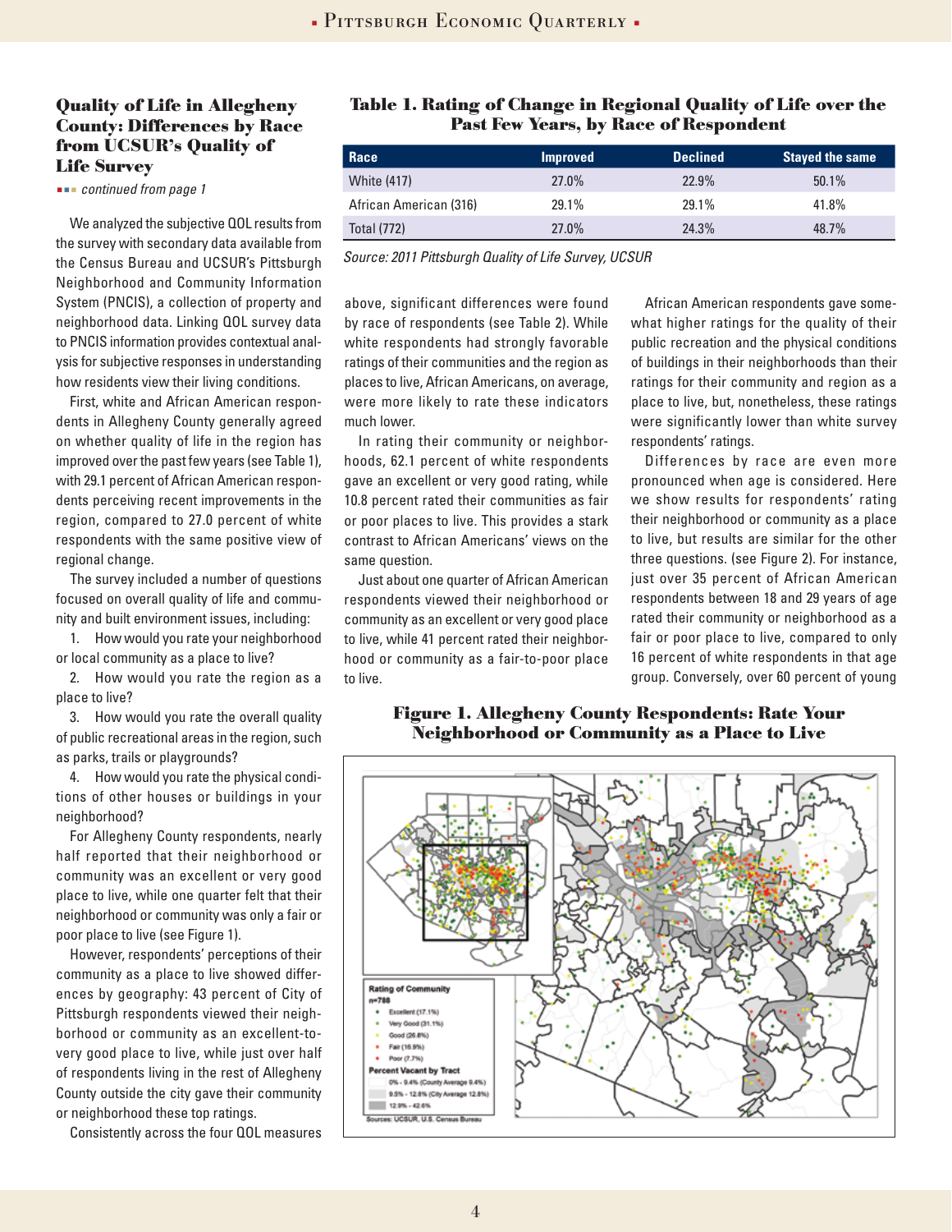## Quality of Life in Allegheny County: Differences by Race from UCSUR's Quality of Life Survey

*continued from page 1*

We analyzed the subjective QOL results from the survey with secondary data available from the Census Bureau and UCSUR's Pittsburgh Neighborhood and Community Information System (PNCIS), a collection of property and neighborhood data. Linking QOL survey data to PNCIS information provides contextual analysis for subjective responses in understanding how residents view their living conditions.

First, white and African American respondents in Allegheny County generally agreed on whether quality of life in the region has improved over the past few years (see Table 1), with 29.1 percent of African American respondents perceiving recent improvements in the region, compared to 27.0 percent of white respondents with the same positive view of regional change.

The survey included a number of questions focused on overall quality of life and community and built environment issues, including:

1. How would you rate your neighborhood or local community as a place to live?
2. How would you rate the region as a place to live?
3. How would you rate the overall quality of public recreational areas in the region, such as parks, trails or playgrounds?
4. How would you rate the physical conditions of other houses or buildings in your neighborhood?

For Allegheny County respondents, nearly half reported that their neighborhood or community was an excellent or very good place to live, while one quarter felt that their neighborhood or community was only a fair or poor place to live (see Figure 1).

However, respondents' perceptions of their community as a place to live showed differences by geography: 43 percent of City of Pittsburgh respondents viewed their neighborhood or community as an excellent-to-very good place to live, while just over half of respondents living in the rest of Allegheny County outside the city gave their community or neighborhood these top ratings.

Consistently across the four QOL measures above, significant differences were found by race of respondents (see Table 2). While white respondents had strongly favorable ratings of their communities and the region as places to live, African Americans, on average, were more likely to rate these indicators much lower.

In rating their community or neighborhoods, 62.1 percent of white respondents gave an excellent or very good rating, while 10.8 percent rated their communities as fair or poor places to live. This provides a stark contrast to African Americans' views on the same question.

Just about one quarter of African American respondents viewed their neighborhood or community as an excellent or very good place to live, while 41 percent rated their neighborhood or community as a fair-to-poor place to live.

African American respondents gave somewhat higher ratings for the quality of their public recreation and the physical conditions of buildings in their neighborhoods than their ratings for their community and region as a place to live, but, nonetheless, these ratings were significantly lower than white survey respondents' ratings.

Differences by race are even more pronounced when age is considered. Here we show results for respondents' rating their neighborhood or community as a place to live, but results are similar for the other three questions. (see Figure 2). For instance, just over 35 percent of African American respondents between 18 and 29 years of age rated their community or neighborhood as a fair or poor place to live, compared to only 16 percent of white respondents in that age group. Conversely, over 60 percent of young

**Table 1. Rating of Change in Regional Quality of Life over the Past Few Years, by Race of Respondent**

| Race | Improved | Declined | Stayed the same |
|---|---|---|---|
| White (417) | 27.0% | 22.9% | 50.1% |
| African American (316) | 29.1% | 29.1% | 41.8% |
| Total (772) | 27.0% | 24.3% | 48.7% |

*Source: 2011 Pittsburgh Quality of Life Survey, UCSUR*

**Figure 1. Allegheny County Respondents: Rate Your Neighborhood or Community as a Place to Live**

Rating of Community
n=788
- Excellent (17.1%)
- Very Good (31.1%)
- Good (26.8%)
- Fair (16.9%)
- Poor (7.7%)

Percent Vacant by Tract
- 0% - 9.4% (County Average 9.4%)
- 9.5% - 12.8% (City Average 12.8%)
- 12.9% - 42.6%

Sources: UCSUR, U.S. Census Bureau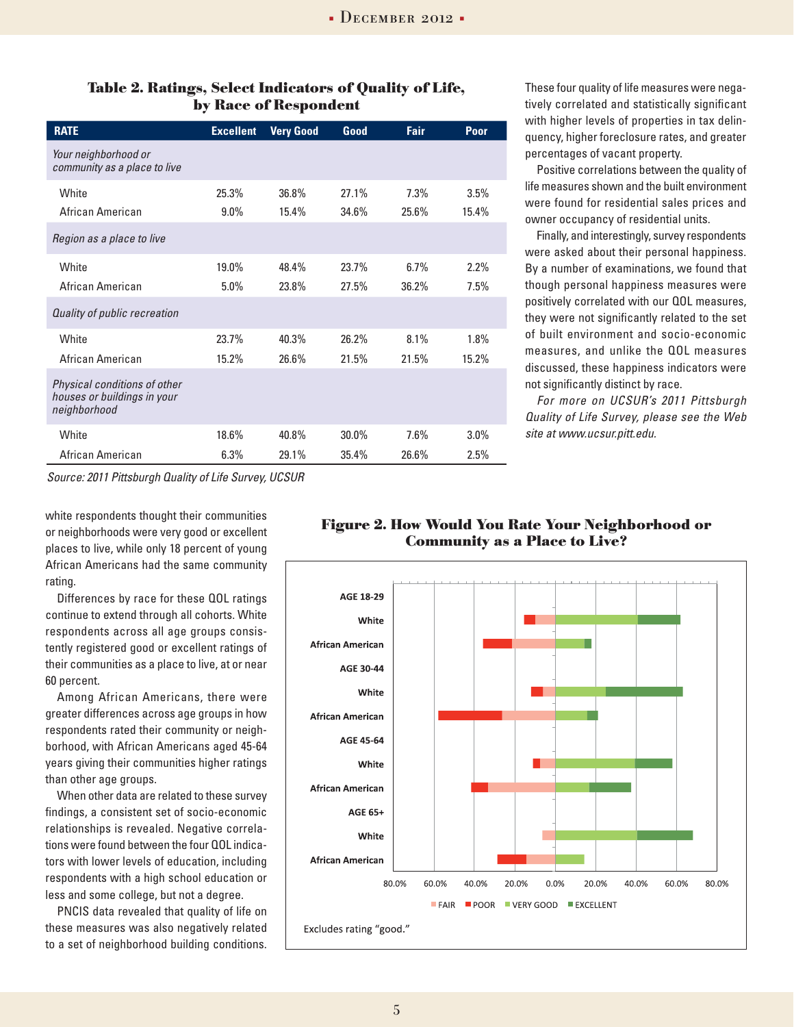### Table 2. Ratings, Select Indicators of Quality of Life, by Race of Respondent

| RATE | Excellent | Very Good | Good | Fair | Poor |
|---|---|---|---|---|---|
| *Your neighborhood or community as a place to live* | | | | | |
| White | 25.3% | 36.8% | 27.1% | 7.3% | 3.5% |
| African American | 9.0% | 15.4% | 34.6% | 25.6% | 15.4% |
| *Region as a place to live* | | | | | |
| White | 19.0% | 48.4% | 23.7% | 6.7% | 2.2% |
| African American | 5.0% | 23.8% | 27.5% | 36.2% | 7.5% |
| *Quality of public recreation* | | | | | |
| White | 23.7% | 40.3% | 26.2% | 8.1% | 1.8% |
| African American | 15.2% | 26.6% | 21.5% | 21.5% | 15.2% |
| *Physical conditions of other houses or buildings in your neighborhood* | | | | | |
| White | 18.6% | 40.8% | 30.0% | 7.6% | 3.0% |
| African American | 6.3% | 29.1% | 35.4% | 26.6% | 2.5% |

*Source: 2011 Pittsburgh Quality of Life Survey, UCSUR*

white respondents thought their communities or neighborhoods were very good or excellent places to live, while only 18 percent of young African Americans had the same community rating.

Differences by race for these QOL ratings continue to extend through all cohorts. White respondents across all age groups consistently registered good or excellent ratings of their communities as a place to live, at or near 60 percent.

Among African Americans, there were greater differences across age groups in how respondents rated their community or neighborhood, with African Americans aged 45-64 years giving their communities higher ratings than other age groups.

When other data are related to these survey findings, a consistent set of socio-economic relationships is revealed. Negative correlations were found between the four QOL indicators with lower levels of education, including respondents with a high school education or less and some college, but not a degree.

PNCIS data revealed that quality of life on these measures was also negatively related to a set of neighborhood building conditions.

### Figure 2. How Would You Rate Your Neighborhood or Community as a Place to Live?

Excludes rating "good."

These four quality of life measures were negatively correlated and statistically significant with higher levels of properties in tax delinquency, higher foreclosure rates, and greater percentages of vacant property.

Positive correlations between the quality of life measures shown and the built environment were found for residential sales prices and owner occupancy of residential units.

Finally, and interestingly, survey respondents were asked about their personal happiness. By a number of examinations, we found that though personal happiness measures were positively correlated with our QOL measures, they were not significantly related to the set of built environment and socio-economic measures, and unlike the QOL measures discussed, these happiness indicators were not significantly distinct by race.

*For more on UCSUR's 2011 Pittsburgh Quality of Life Survey, please see the Web site at www.ucsur.pitt.edu.*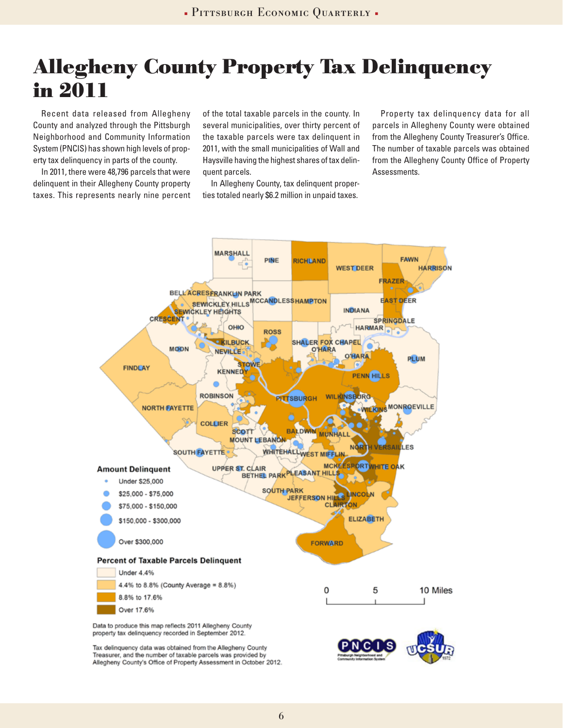# Allegheny County Property Tax Delinquency in 2011

Recent data released from Allegheny County and analyzed through the Pittsburgh Neighborhood and Community Information System (PNCIS) has shown high levels of property tax delinquency in parts of the county.

In 2011, there were 48,796 parcels that were delinquent in their Allegheny County property taxes. This represents nearly nine percent of the total taxable parcels in the county. In several municipalities, over thirty percent of the taxable parcels were tax delinquent in 2011, with the small municipalities of Wall and Haysville having the highest shares of tax delinquent parcels.

In Allegheny County, tax delinquent properties totaled nearly $6.2 million in unpaid taxes.

Property tax delinquency data for all parcels in Allegheny County were obtained from the Allegheny County Treasurer's Office. The number of taxable parcels was obtained from the Allegheny County Office of Property Assessments.

**Amount Delinquent**

- Under $25,000
- $25,000 - $75,000
- $75,000 - $150,000
- $150,000 - $300,000
- Over $300,000

**Percent of Taxable Parcels Delinquent**

- Under 4.4%
- 4.4% to 8.8% (County Average = 8.8%)
- 8.8% to 17.6%
- Over 17.6%

Data to produce this map reflects 2011 Allegheny County property tax delinquency recorded in September 2012.

Tax delinquency data was obtained from the Allegheny County Treasurer, and the number of taxable parcels was provided by Allegheny County's Office of Property Assessment in October 2012.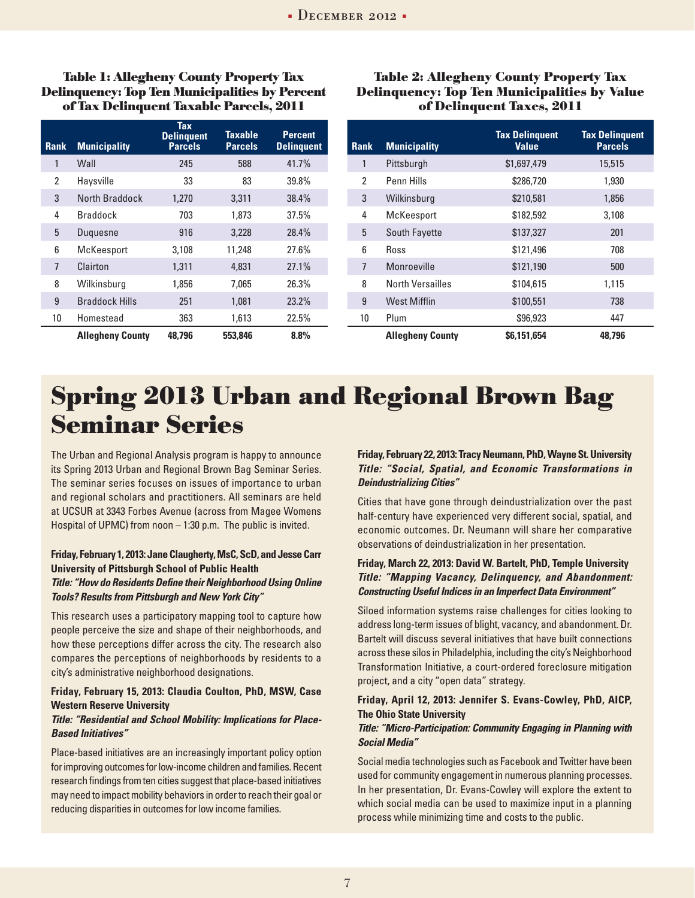**Table 1: Allegheny County Property Tax Delinquency: Top Ten Municipalities by Percent of Tax Delinquent Taxable Parcels, 2011**

| Rank | Municipality | Tax Delinquent Parcels | Taxable Parcels | Percent Delinquent |
|---|---|---|---|---|
| 1 | Wall | 245 | 588 | 41.7% |
| 2 | Haysville | 33 | 83 | 39.8% |
| 3 | North Braddock | 1,270 | 3,311 | 38.4% |
| 4 | Braddock | 703 | 1,873 | 37.5% |
| 5 | Duquesne | 916 | 3,228 | 28.4% |
| 6 | McKeesport | 3,108 | 11,248 | 27.6% |
| 7 | Clairton | 1,311 | 4,831 | 27.1% |
| 8 | Wilkinsburg | 1,856 | 7,065 | 26.3% |
| 9 | Braddock Hills | 251 | 1,081 | 23.2% |
| 10 | Homestead | 363 | 1,613 | 22.5% |
| | **Allegheny County** | **48,796** | **553,846** | **8.8%** |

**Table 2: Allegheny County Property Tax Delinquency: Top Ten Municipalities by Value of Delinquent Taxes, 2011**

| Rank | Municipality | Tax Delinquent Value | Tax Delinquent Parcels |
|---|---|---|---|
| 1 | Pittsburgh | $1,697,479 | 15,515 |
| 2 | Penn Hills | $286,720 | 1,930 |
| 3 | Wilkinsburg | $210,581 | 1,856 |
| 4 | McKeesport | $182,592 | 3,108 |
| 5 | South Fayette | $137,327 | 201 |
| 6 | Ross | $121,496 | 708 |
| 7 | Monroeville | $121,190 | 500 |
| 8 | North Versailles | $104,615 | 1,115 |
| 9 | West Mifflin | $100,551 | 738 |
| 10 | Plum | $96,923 | 447 |
| | **Allegheny County** | **$6,151,654** | **48,796** |

# Spring 2013 Urban and Regional Brown Bag Seminar Series

The Urban and Regional Analysis program is happy to announce its Spring 2013 Urban and Regional Brown Bag Seminar Series. The seminar series focuses on issues of importance to urban and regional scholars and practitioners. All seminars are held at UCSUR at 3343 Forbes Avenue (across from Magee Womens Hospital of UPMC) from noon – 1:30 p.m. The public is invited.

**Friday, February 1, 2013: Jane Claugherty, MsC, ScD, and Jesse Carr University of Pittsburgh School of Public Health**
***Title: "How do Residents Define their Neighborhood Using Online Tools? Results from Pittsburgh and New York City"***

This research uses a participatory mapping tool to capture how people perceive the size and shape of their neighborhoods, and how these perceptions differ across the city. The research also compares the perceptions of neighborhoods by residents to a city's administrative neighborhood designations.

**Friday, February 15, 2013: Claudia Coulton, PhD, MSW, Case Western Reserve University**
***Title: "Residential and School Mobility: Implications for Place-Based Initiatives"***

Place-based initiatives are an increasingly important policy option for improving outcomes for low-income children and families. Recent research findings from ten cities suggest that place-based initiatives may need to impact mobility behaviors in order to reach their goal or reducing disparities in outcomes for low income families.

**Friday, February 22, 2013: Tracy Neumann, PhD, Wayne St. University**
***Title: "Social, Spatial, and Economic Transformations in Deindustrializing Cities"***

Cities that have gone through deindustrialization over the past half-century have experienced very different social, spatial, and economic outcomes. Dr. Neumann will share her comparative observations of deindustrialization in her presentation.

**Friday, March 22, 2013: David W. Bartelt, PhD, Temple University**
***Title: "Mapping Vacancy, Delinquency, and Abandonment: Constructing Useful Indices in an Imperfect Data Environment"***

Siloed information systems raise challenges for cities looking to address long-term issues of blight, vacancy, and abandonment. Dr. Bartelt will discuss several initiatives that have built connections across these silos in Philadelphia, including the city's Neighborhood Transformation Initiative, a court-ordered foreclosure mitigation project, and a city "open data" strategy.

**Friday, April 12, 2013: Jennifer S. Evans-Cowley, PhD, AICP, The Ohio State University**
***Title: "Micro-Participation: Community Engaging in Planning with Social Media"***

Social media technologies such as Facebook and Twitter have been used for community engagement in numerous planning processes. In her presentation, Dr. Evans-Cowley will explore the extent to which social media can be used to maximize input in a planning process while minimizing time and costs to the public.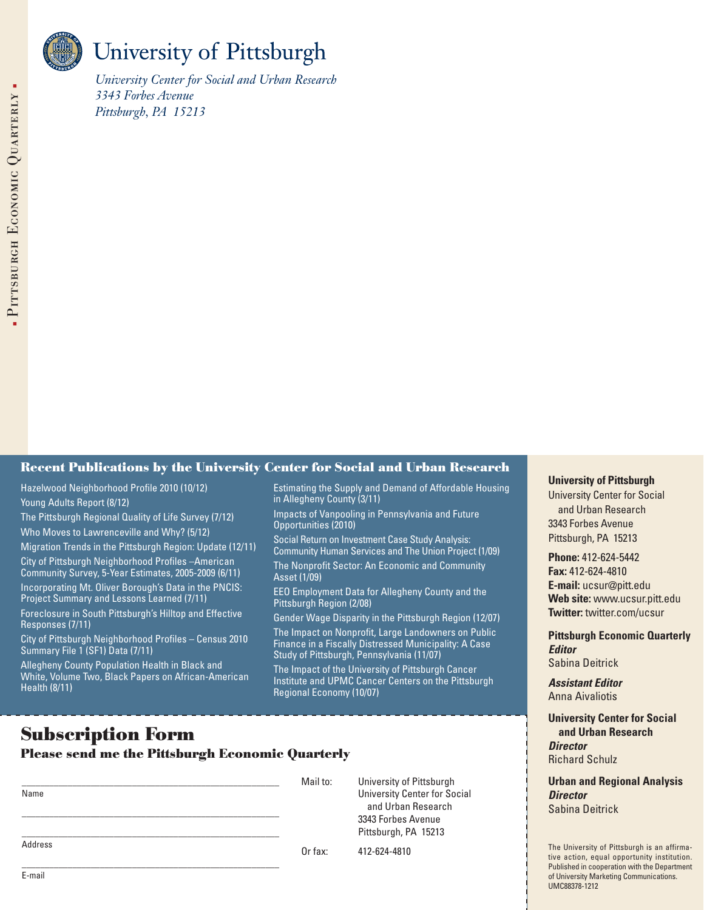University of Pittsburgh

*University Center for Social and Urban Research*
*3343 Forbes Avenue*
*Pittsburgh, PA 15213*

## Recent Publications by the University Center for Social and Urban Research

Hazelwood Neighborhood Profile 2010 (10/12)

Young Adults Report (8/12)

The Pittsburgh Regional Quality of Life Survey (7/12)

Who Moves to Lawrenceville and Why? (5/12)

Migration Trends in the Pittsburgh Region: Update (12/11)

City of Pittsburgh Neighborhood Profiles –American Community Survey, 5-Year Estimates, 2005-2009 (6/11)

Incorporating Mt. Oliver Borough's Data in the PNCIS: Project Summary and Lessons Learned (7/11)

Foreclosure in South Pittsburgh's Hilltop and Effective Responses (7/11)

City of Pittsburgh Neighborhood Profiles – Census 2010 Summary File 1 (SF1) Data (7/11)

Allegheny County Population Health in Black and White, Volume Two, Black Papers on African-American Health (8/11)

Estimating the Supply and Demand of Affordable Housing in Allegheny County (3/11)

Impacts of Vanpooling in Pennsylvania and Future Opportunities (2010)

Social Return on Investment Case Study Analysis: Community Human Services and The Union Project (1/09)

The Nonprofit Sector: An Economic and Community Asset (1/09)

EEO Employment Data for Allegheny County and the Pittsburgh Region (2/08)

Gender Wage Disparity in the Pittsburgh Region (12/07)

The Impact on Nonprofit, Large Landowners on Public Finance in a Fiscally Distressed Municipality: A Case Study of Pittsburgh, Pennsylvania (11/07)

The Impact of the University of Pittsburgh Cancer Institute and UPMC Cancer Centers on the Pittsburgh Regional Economy (10/07)

## Subscription Form

### Please send me the Pittsburgh Economic Quarterly

\_\_\_\_\_\_\_\_\_\_\_\_\_\_\_\_\_\_\_\_\_\_\_\_\_\_\_\_\_\_
Name

\_\_\_\_\_\_\_\_\_\_\_\_\_\_\_\_\_\_\_\_\_\_\_\_\_\_\_\_\_\_

\_\_\_\_\_\_\_\_\_\_\_\_\_\_\_\_\_\_\_\_\_\_\_\_\_\_\_\_\_\_
Address

\_\_\_\_\_\_\_\_\_\_\_\_\_\_\_\_\_\_\_\_\_\_\_\_\_\_\_\_\_\_
E-mail

Mail to: University of Pittsburgh
University Center for Social and Urban Research
3343 Forbes Avenue
Pittsburgh, PA 15213

Or fax: 412-624-4810

**University of Pittsburgh**
University Center for Social and Urban Research
3343 Forbes Avenue
Pittsburgh, PA 15213

**Phone:** 412-624-5442
**Fax:** 412-624-4810
**E-mail:** ucsur@pitt.edu
**Web site:** www.ucsur.pitt.edu
**Twitter:** twitter.com/ucsur

**Pittsburgh Economic Quarterly**
***Editor***
Sabina Deitrick

***Assistant Editor***
Anna Aivaliotis

**University Center for Social and Urban Research**
***Director***
Richard Schulz

**Urban and Regional Analysis**
***Director***
Sabina Deitrick

The University of Pittsburgh is an affirmative action, equal opportunity institution. Published in cooperation with the Department of University Marketing Communications. UMC88378-1212